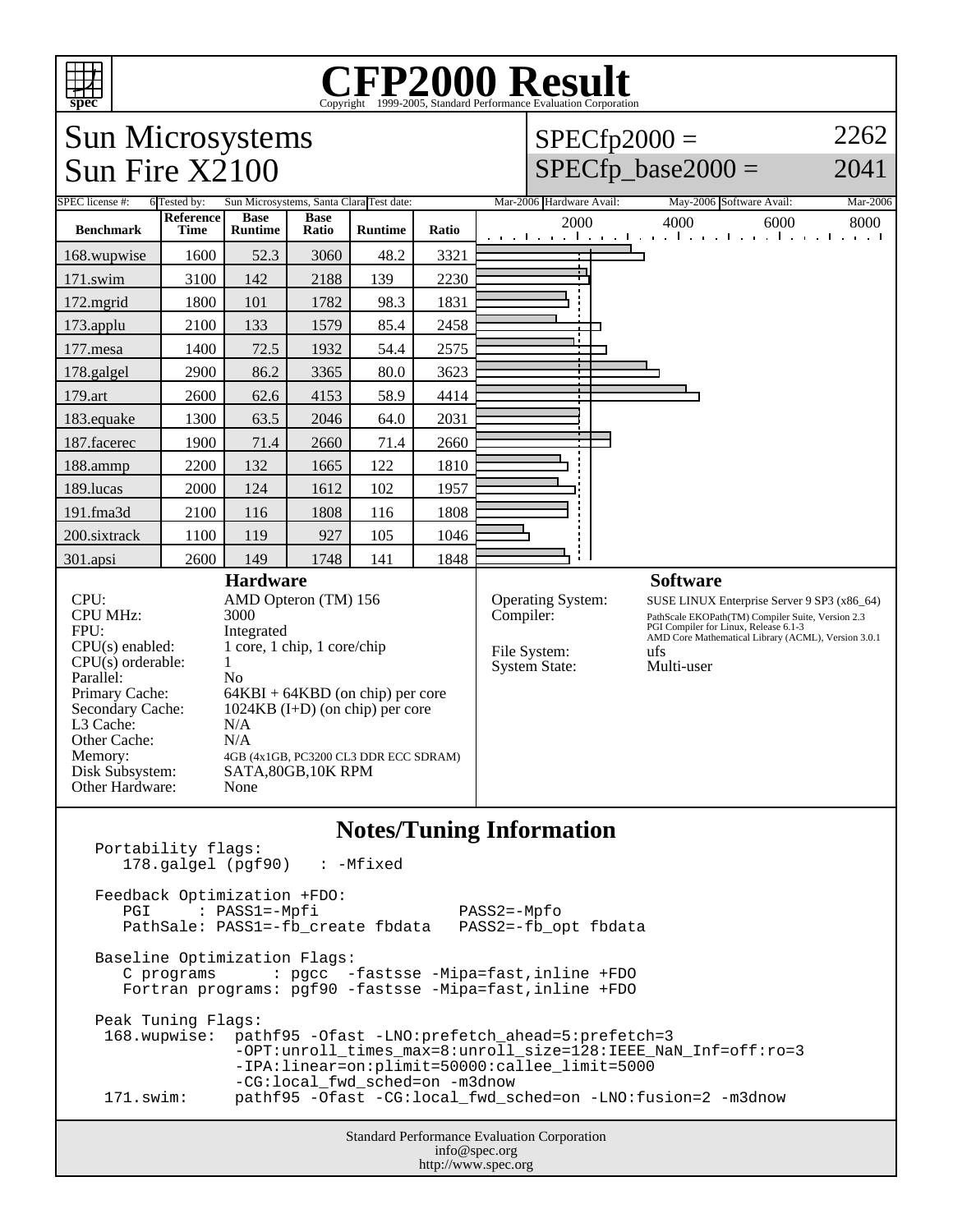# CFP2000 Result

Copyright 1999-2005, Standard Performance Evaluation Corporation

## Sun Microsystems
## Sun Fire X2100

SPECfp2000 = 2262

SPECfp_base2000 = 2041

| SPEC license #: | 6 | Tested by: | Sun Microsystems, Santa Clara | Test date: | Mar-2006 | Hardware Avail: | May-2006 | Software Avail: | Mar-2006 |
|---|---|---|---|---|---|---|---|---|---|

| Benchmark | Reference Time | Base Runtime | Base Ratio | Runtime | Ratio |
|---|---|---|---|---|---|
| 168.wupwise | 1600 | 52.3 | 3060 | 48.2 | 3321 |
| 171.swim | 3100 | 142 | 2188 | 139 | 2230 |
| 172.mgrid | 1800 | 101 | 1782 | 98.3 | 1831 |
| 173.applu | 2100 | 133 | 1579 | 85.4 | 2458 |
| 177.mesa | 1400 | 72.5 | 1932 | 54.4 | 2575 |
| 178.galgel | 2900 | 86.2 | 3365 | 80.0 | 3623 |
| 179.art | 2600 | 62.6 | 4153 | 58.9 | 4414 |
| 183.equake | 1300 | 63.5 | 2046 | 64.0 | 2031 |
| 187.facerec | 1900 | 71.4 | 2660 | 71.4 | 2660 |
| 188.ammp | 2200 | 132 | 1665 | 122 | 1810 |
| 189.lucas | 2000 | 124 | 1612 | 102 | 1957 |
| 191.fma3d | 2100 | 116 | 1808 | 116 | 1808 |
| 200.sixtrack | 1100 | 119 | 927 | 105 | 1046 |
| 301.apsi | 2600 | 149 | 1748 | 141 | 1848 |

2000 4000 6000 8000

### Hardware

| | |
|---|---|
| CPU: | AMD Opteron (TM) 156 |
| CPU MHz: | 3000 |
| FPU: | Integrated |
| CPU(s) enabled: | 1 core, 1 chip, 1 core/chip |
| CPU(s) orderable: | 1 |
| Parallel: | No |
| Primary Cache: | 64KBI + 64KBD (on chip) per core |
| Secondary Cache: | 1024KB (I+D) (on chip) per core |
| L3 Cache: | N/A |
| Other Cache: | N/A |
| Memory: | 4GB (4x1GB, PC3200 CL3 DDR ECC SDRAM) |
| Disk Subsystem: | SATA,80GB,10K RPM |
| Other Hardware: | None |

### Software

| | |
|---|---|
| Operating System: | SUSE LINUX Enterprise Server 9 SP3 (x86_64) |
| Compiler: | PathScale EKOPath(TM) Compiler Suite, Version 2.3<br>PGI Compiler for Linux, Release 6.1-3<br>AMD Core Mathematical Library (ACML), Version 3.0.1 |
| File System: | ufs |
| System State: | Multi-user |

### Notes/Tuning Information

```
Portability flags:
   178.galgel (pgf90)   : -Mfixed

Feedback Optimization +FDO:
   PGI     : PASS1=-Mpfi              PASS2=-Mpfo
   PathSale: PASS1=-fb_create fbdata   PASS2=-fb_opt fbdata

Baseline Optimization Flags:
   C programs      : pgcc  -fastsse -Mipa=fast,inline +FDO
   Fortran programs: pgf90 -fastsse -Mipa=fast,inline +FDO

Peak Tuning Flags:
 168.wupwise:  pathf95 -Ofast -LNO:prefetch_ahead=5:prefetch=3
               -OPT:unroll_times_max=8:unroll_size=128:IEEE_NaN_Inf=off:ro=3
               -IPA:linear=on:plimit=50000:callee_limit=5000
               -CG:local_fwd_sched=on -m3dnow
 171.swim:     pathf95 -Ofast -CG:local_fwd_sched=on -LNO:fusion=2 -m3dnow
```

Standard Performance Evaluation Corporation
info@spec.org
http://www.spec.org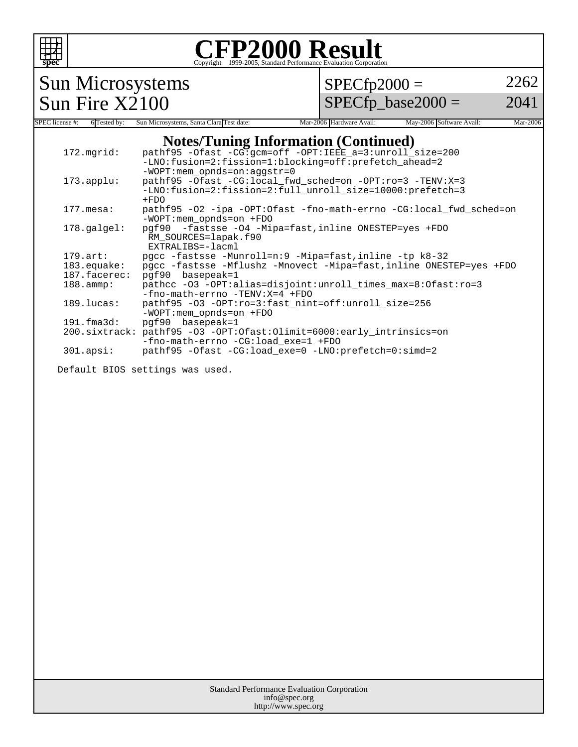# CFP2000 Result

Copyright 1999-2005, Standard Performance Evaluation Corporation

## Sun Microsystems
## Sun Fire X2100

SPECfp2000 = 2262

SPECfp_base2000 = 2041

| SPEC license #: | 6 | Tested by: | Sun Microsystems, Santa Clara | Test date: | Mar-2006 | Hardware Avail: | May-2006 | Software Avail: | Mar-2006 |
|---|---|---|---|---|---|---|---|---|---|

### Notes/Tuning Information (Continued)

```
172.mgrid:     pathf95 -Ofast -CG:gcm=off -OPT:IEEE_a=3:unroll_size=200
               -LNO:fusion=2:fission=1:blocking=off:prefetch_ahead=2
               -WOPT:mem_opnds=on:aggstr=0
173.applu:     pathf95 -Ofast -CG:local_fwd_sched=on -OPT:ro=3 -TENV:X=3
               -LNO:fusion=2:fission=2:full_unroll_size=10000:prefetch=3
               +FDO
177.mesa:      pathf95 -O2 -ipa -OPT:Ofast -fno-math-errno -CG:local_fwd_sched=on
               -WOPT:mem_opnds=on +FDO
178.galgel:    pgf90  -fastsse -O4 -Mipa=fast,inline ONESTEP=yes +FDO
                RM_SOURCES=lapak.f90
                EXTRALIBS=-lacml
179.art:       pgcc -fastsse -Munroll=n:9 -Mipa=fast,inline -tp k8-32
183.equake:    pgcc -fastsse -Mflushz -Mnovect -Mipa=fast,inline ONESTEP=yes +FDO
187.facerec:   pgf90  basepeak=1
188.ammp:      pathcc -O3 -OPT:alias=disjoint:unroll_times_max=8:Ofast:ro=3
               -fno-math-errno -TENV:X=4 +FDO
189.lucas:     pathf95 -O3 -OPT:ro=3:fast_nint=off:unroll_size=256
               -WOPT:mem_opnds=on +FDO
191.fma3d:     pgf90  basepeak=1
200.sixtrack:  pathf95 -O3 -OPT:Ofast:Olimit=6000:early_intrinsics=on
               -fno-math-errno -CG:load_exe=1 +FDO
301.apsi:      pathf95 -Ofast -CG:load_exe=0 -LNO:prefetch=0:simd=2
```

Default BIOS settings was used.

Standard Performance Evaluation Corporation
info@spec.org
http://www.spec.org